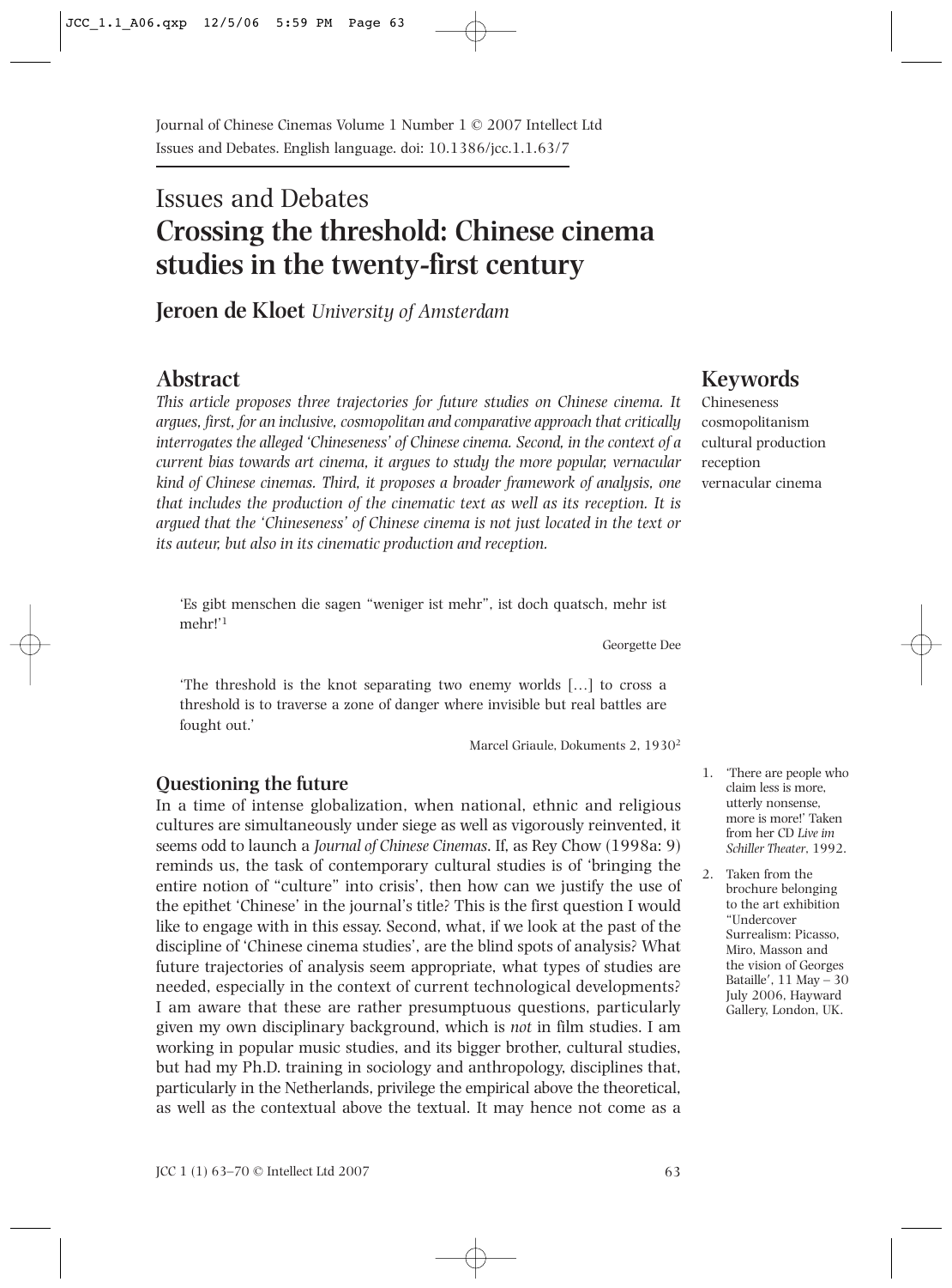Journal of Chinese Cinemas Volume 1 Number 1 © 2007 Intellect Ltd
Issues and Debates. English language. doi: 10.1386/jcc.1.1.63/7

# Issues and Debates
# Crossing the threshold: Chinese cinema studies in the twenty-first century

**Jeroen de Kloet** *University of Amsterdam*

## Abstract

*This article proposes three trajectories for future studies on Chinese cinema. It argues, first, for an inclusive, cosmopolitan and comparative approach that critically interrogates the alleged 'Chineseness' of Chinese cinema. Second, in the context of a current bias towards art cinema, it argues to study the more popular, vernacular kind of Chinese cinemas. Third, it proposes a broader framework of analysis, one that includes the production of the cinematic text as well as its reception. It is argued that the 'Chineseness' of Chinese cinema is not just located in the text or its auteur, but also in its cinematic production and reception.*

## Keywords

Chineseness
cosmopolitanism
cultural production
reception
vernacular cinema

> 'Es gibt menschen die sagen "weniger ist mehr", ist doch quatsch, mehr ist mehr!'[1]
>
> Georgette Dee

> 'The threshold is the knot separating two enemy worlds [...] to cross a threshold is to traverse a zone of danger where invisible but real battles are fought out.'
>
> Marcel Griaule, Dokuments 2, 1930[2]

### Questioning the future

In a time of intense globalization, when national, ethnic and religious cultures are simultaneously under siege as well as vigorously reinvented, it seems odd to launch a *Journal of Chinese Cinemas*. If, as Rey Chow (1998a: 9) reminds us, the task of contemporary cultural studies is of 'bringing the entire notion of "culture" into crisis', then how can we justify the use of the epithet 'Chinese' in the journal's title? This is the first question I would like to engage with in this essay. Second, what, if we look at the past of the discipline of 'Chinese cinema studies', are the blind spots of analysis? What future trajectories of analysis seem appropriate, what types of studies are needed, especially in the context of current technological developments? I am aware that these are rather presumptuous questions, particularly given my own disciplinary background, which is *not* in film studies. I am working in popular music studies, and its bigger brother, cultural studies, but had my Ph.D. training in sociology and anthropology, disciplines that, particularly in the Netherlands, privilege the empirical above the theoretical, as well as the contextual above the textual. It may hence not come as a

1. 'There are people who claim less is more, utterly nonsense, more is more!' Taken from her CD *Live im Schiller Theater*, 1992.

2. Taken from the brochure belonging to the art exhibition "Undercover Surrealism: Picasso, Miro, Masson and the vision of Georges Bataille', 11 May – 30 July 2006, Hayward Gallery, London, UK.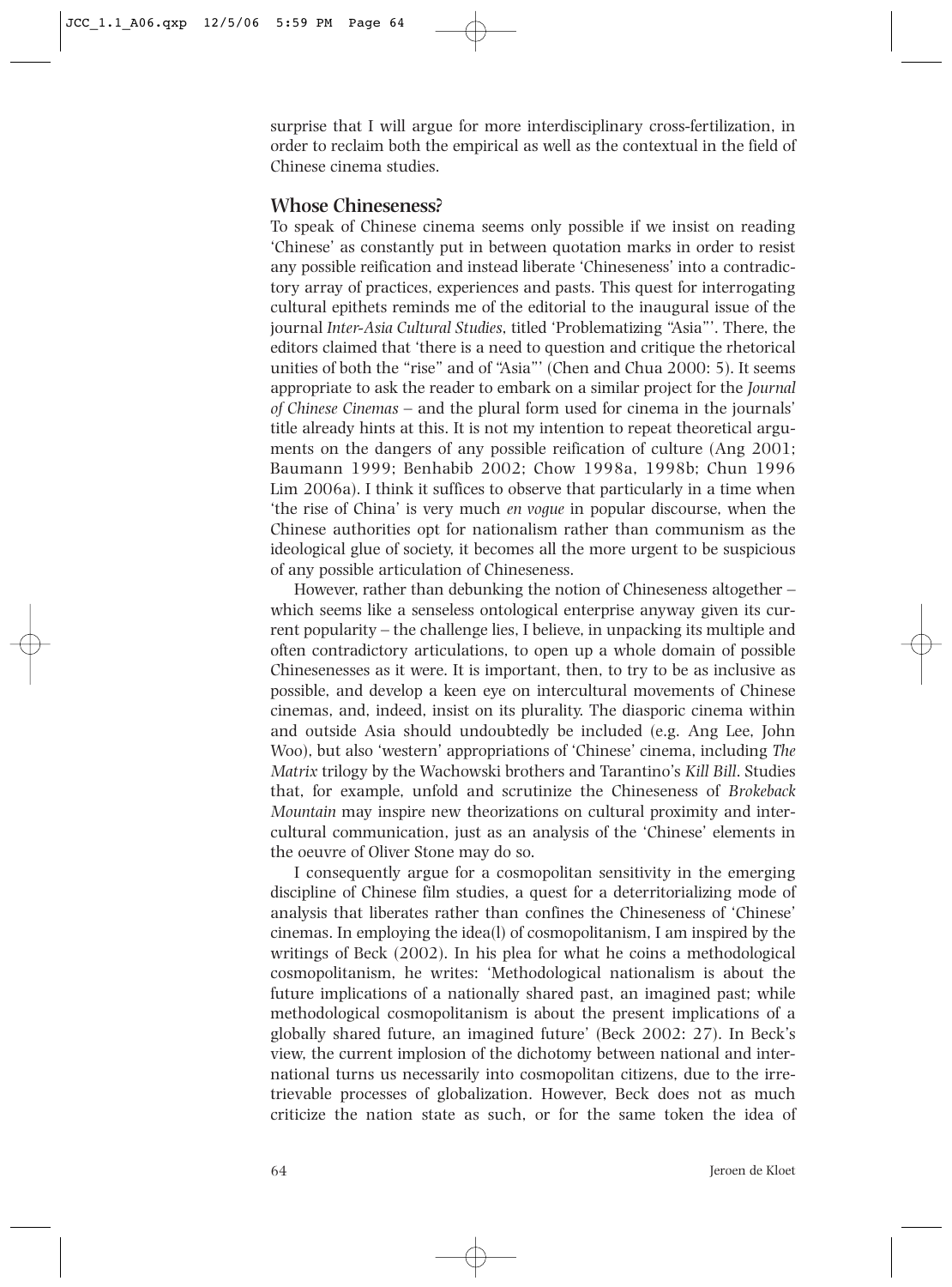surprise that I will argue for more interdisciplinary cross-fertilization, in order to reclaim both the empirical as well as the contextual in the field of Chinese cinema studies.

## Whose Chineseness?

To speak of Chinese cinema seems only possible if we insist on reading 'Chinese' as constantly put in between quotation marks in order to resist any possible reification and instead liberate 'Chineseness' into a contradictory array of practices, experiences and pasts. This quest for interrogating cultural epithets reminds me of the editorial to the inaugural issue of the journal *Inter-Asia Cultural Studies*, titled 'Problematizing "Asia"'. There, the editors claimed that 'there is a need to question and critique the rhetorical unities of both the "rise" and of "Asia"' (Chen and Chua 2000: 5). It seems appropriate to ask the reader to embark on a similar project for the *Journal of Chinese Cinemas* – and the plural form used for cinema in the journals' title already hints at this. It is not my intention to repeat theoretical arguments on the dangers of any possible reification of culture (Ang 2001; Baumann 1999; Benhabib 2002; Chow 1998a, 1998b; Chun 1996 Lim 2006a). I think it suffices to observe that particularly in a time when 'the rise of China' is very much *en vogue* in popular discourse, when the Chinese authorities opt for nationalism rather than communism as the ideological glue of society, it becomes all the more urgent to be suspicious of any possible articulation of Chineseness.

However, rather than debunking the notion of Chineseness altogether – which seems like a senseless ontological enterprise anyway given its current popularity – the challenge lies, I believe, in unpacking its multiple and often contradictory articulations, to open up a whole domain of possible Chinesenesses as it were. It is important, then, to try to be as inclusive as possible, and develop a keen eye on intercultural movements of Chinese cinemas, and, indeed, insist on its plurality. The diasporic cinema within and outside Asia should undoubtedly be included (e.g. Ang Lee, John Woo), but also 'western' appropriations of 'Chinese' cinema, including *The Matrix* trilogy by the Wachowski brothers and Tarantino's *Kill Bill*. Studies that, for example, unfold and scrutinize the Chineseness of *Brokeback Mountain* may inspire new theorizations on cultural proximity and intercultural communication, just as an analysis of the 'Chinese' elements in the oeuvre of Oliver Stone may do so.

I consequently argue for a cosmopolitan sensitivity in the emerging discipline of Chinese film studies, a quest for a deterritorializing mode of analysis that liberates rather than confines the Chineseness of 'Chinese' cinemas. In employing the idea(l) of cosmopolitanism, I am inspired by the writings of Beck (2002). In his plea for what he coins a methodological cosmopolitanism, he writes: 'Methodological nationalism is about the future implications of a nationally shared past, an imagined past; while methodological cosmopolitanism is about the present implications of a globally shared future, an imagined future' (Beck 2002: 27). In Beck's view, the current implosion of the dichotomy between national and international turns us necessarily into cosmopolitan citizens, due to the irretrievable processes of globalization. However, Beck does not as much criticize the nation state as such, or for the same token the idea of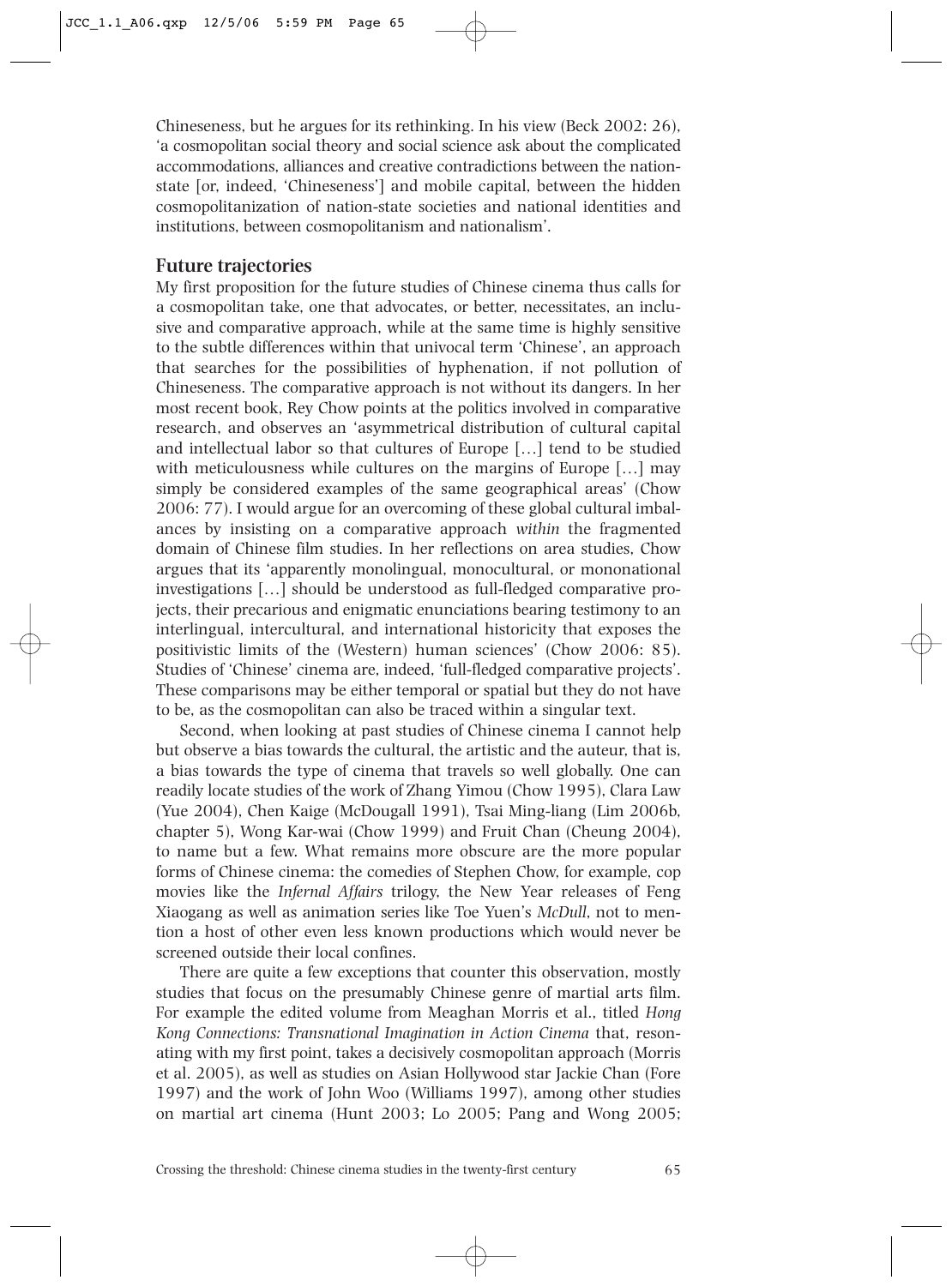Chineseness, but he argues for its rethinking. In his view (Beck 2002: 26), 'a cosmopolitan social theory and social science ask about the complicated accommodations, alliances and creative contradictions between the nation-state [or, indeed, 'Chineseness'] and mobile capital, between the hidden cosmopolitanization of nation-state societies and national identities and institutions, between cosmopolitanism and nationalism'.

## Future trajectories

My first proposition for the future studies of Chinese cinema thus calls for a cosmopolitan take, one that advocates, or better, necessitates, an inclusive and comparative approach, while at the same time is highly sensitive to the subtle differences within that univocal term 'Chinese', an approach that searches for the possibilities of hyphenation, if not pollution of Chineseness. The comparative approach is not without its dangers. In her most recent book, Rey Chow points at the politics involved in comparative research, and observes an 'asymmetrical distribution of cultural capital and intellectual labor so that cultures of Europe […] tend to be studied with meticulousness while cultures on the margins of Europe […] may simply be considered examples of the same geographical areas' (Chow 2006: 77). I would argue for an overcoming of these global cultural imbalances by insisting on a comparative approach *within* the fragmented domain of Chinese film studies. In her reflections on area studies, Chow argues that its 'apparently monolingual, monocultural, or mononational investigations […] should be understood as full-fledged comparative projects, their precarious and enigmatic enunciations bearing testimony to an interlingual, intercultural, and international historicity that exposes the positivistic limits of the (Western) human sciences' (Chow 2006: 85). Studies of 'Chinese' cinema are, indeed, 'full-fledged comparative projects'. These comparisons may be either temporal or spatial but they do not have to be, as the cosmopolitan can also be traced within a singular text.

Second, when looking at past studies of Chinese cinema I cannot help but observe a bias towards the cultural, the artistic and the auteur, that is, a bias towards the type of cinema that travels so well globally. One can readily locate studies of the work of Zhang Yimou (Chow 1995), Clara Law (Yue 2004), Chen Kaige (McDougall 1991), Tsai Ming-liang (Lim 2006b, chapter 5), Wong Kar-wai (Chow 1999) and Fruit Chan (Cheung 2004), to name but a few. What remains more obscure are the more popular forms of Chinese cinema: the comedies of Stephen Chow, for example, cop movies like the *Infernal Affairs* trilogy, the New Year releases of Feng Xiaogang as well as animation series like Toe Yuen's *McDull*, not to mention a host of other even less known productions which would never be screened outside their local confines.

There are quite a few exceptions that counter this observation, mostly studies that focus on the presumably Chinese genre of martial arts film. For example the edited volume from Meaghan Morris et al., titled *Hong Kong Connections: Transnational Imagination in Action Cinema* that, resonating with my first point, takes a decisively cosmopolitan approach (Morris et al. 2005), as well as studies on Asian Hollywood star Jackie Chan (Fore 1997) and the work of John Woo (Williams 1997), among other studies on martial art cinema (Hunt 2003; Lo 2005; Pang and Wong 2005;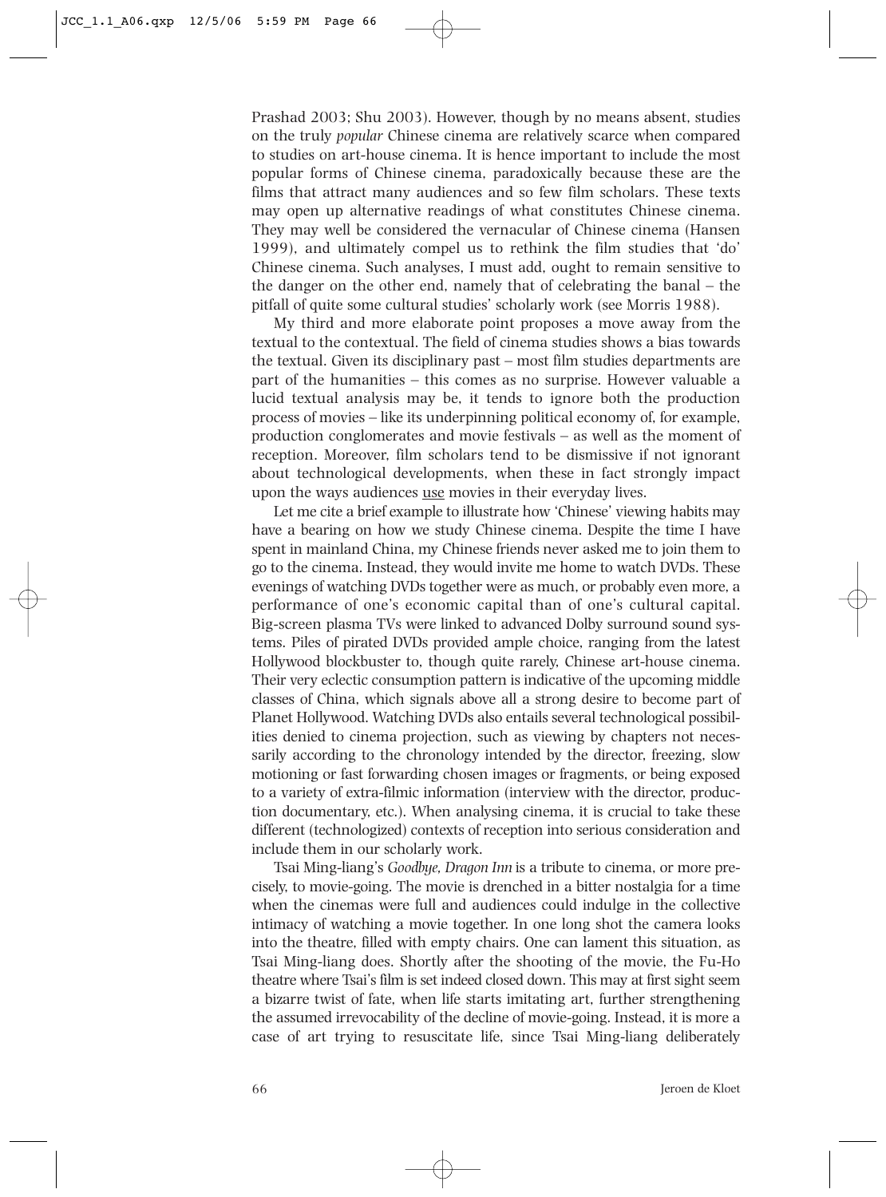Prashad 2003; Shu 2003). However, though by no means absent, studies on the truly *popular* Chinese cinema are relatively scarce when compared to studies on art-house cinema. It is hence important to include the most popular forms of Chinese cinema, paradoxically because these are the films that attract many audiences and so few film scholars. These texts may open up alternative readings of what constitutes Chinese cinema. They may well be considered the vernacular of Chinese cinema (Hansen 1999), and ultimately compel us to rethink the film studies that 'do' Chinese cinema. Such analyses, I must add, ought to remain sensitive to the danger on the other end, namely that of celebrating the banal – the pitfall of quite some cultural studies' scholarly work (see Morris 1988).

My third and more elaborate point proposes a move away from the textual to the contextual. The field of cinema studies shows a bias towards the textual. Given its disciplinary past – most film studies departments are part of the humanities – this comes as no surprise. However valuable a lucid textual analysis may be, it tends to ignore both the production process of movies – like its underpinning political economy of, for example, production conglomerates and movie festivals – as well as the moment of reception. Moreover, film scholars tend to be dismissive if not ignorant about technological developments, when these in fact strongly impact upon the ways audiences use movies in their everyday lives.

Let me cite a brief example to illustrate how 'Chinese' viewing habits may have a bearing on how we study Chinese cinema. Despite the time I have spent in mainland China, my Chinese friends never asked me to join them to go to the cinema. Instead, they would invite me home to watch DVDs. These evenings of watching DVDs together were as much, or probably even more, a performance of one's economic capital than of one's cultural capital. Big-screen plasma TVs were linked to advanced Dolby surround sound systems. Piles of pirated DVDs provided ample choice, ranging from the latest Hollywood blockbuster to, though quite rarely, Chinese art-house cinema. Their very eclectic consumption pattern is indicative of the upcoming middle classes of China, which signals above all a strong desire to become part of Planet Hollywood. Watching DVDs also entails several technological possibilities denied to cinema projection, such as viewing by chapters not necessarily according to the chronology intended by the director, freezing, slow motioning or fast forwarding chosen images or fragments, or being exposed to a variety of extra-filmic information (interview with the director, production documentary, etc.). When analysing cinema, it is crucial to take these different (technologized) contexts of reception into serious consideration and include them in our scholarly work.

Tsai Ming-liang's *Goodbye, Dragon Inn* is a tribute to cinema, or more precisely, to movie-going. The movie is drenched in a bitter nostalgia for a time when the cinemas were full and audiences could indulge in the collective intimacy of watching a movie together. In one long shot the camera looks into the theatre, filled with empty chairs. One can lament this situation, as Tsai Ming-liang does. Shortly after the shooting of the movie, the Fu-Ho theatre where Tsai's film is set indeed closed down. This may at first sight seem a bizarre twist of fate, when life starts imitating art, further strengthening the assumed irrevocability of the decline of movie-going. Instead, it is more a case of art trying to resuscitate life, since Tsai Ming-liang deliberately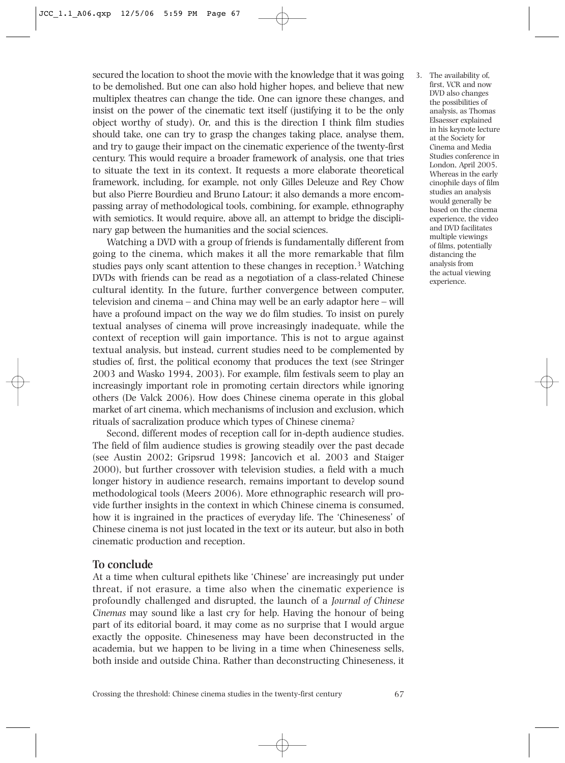secured the location to shoot the movie with the knowledge that it was going to be demolished. But one can also hold higher hopes, and believe that new multiplex theatres can change the tide. One can ignore these changes, and insist on the power of the cinematic text itself (justifying it to be the only object worthy of study). Or, and this is the direction I think film studies should take, one can try to grasp the changes taking place, analyse them, and try to gauge their impact on the cinematic experience of the twenty-first century. This would require a broader framework of analysis, one that tries to situate the text in its context. It requests a more elaborate theoretical framework, including, for example, not only Gilles Deleuze and Rey Chow but also Pierre Bourdieu and Bruno Latour; it also demands a more encompassing array of methodological tools, combining, for example, ethnography with semiotics. It would require, above all, an attempt to bridge the disciplinary gap between the humanities and the social sciences.

Watching a DVD with a group of friends is fundamentally different from going to the cinema, which makes it all the more remarkable that film studies pays only scant attention to these changes in reception.[3] Watching DVDs with friends can be read as a negotiation of a class-related Chinese cultural identity. In the future, further convergence between computer, television and cinema – and China may well be an early adaptor here – will have a profound impact on the way we do film studies. To insist on purely textual analyses of cinema will prove increasingly inadequate, while the context of reception will gain importance. This is not to argue against textual analysis, but instead, current studies need to be complemented by studies of, first, the political economy that produces the text (see Stringer 2003 and Wasko 1994, 2003). For example, film festivals seem to play an increasingly important role in promoting certain directors while ignoring others (De Valck 2006). How does Chinese cinema operate in this global market of art cinema, which mechanisms of inclusion and exclusion, which rituals of sacralization produce which types of Chinese cinema?

Second, different modes of reception call for in-depth audience studies. The field of film audience studies is growing steadily over the past decade (see Austin 2002; Gripsrud 1998; Jancovich et al. 2003 and Staiger 2000), but further crossover with television studies, a field with a much longer history in audience research, remains important to develop sound methodological tools (Meers 2006). More ethnographic research will provide further insights in the context in which Chinese cinema is consumed, how it is ingrained in the practices of everyday life. The 'Chineseness' of Chinese cinema is not just located in the text or its auteur, but also in both cinematic production and reception.

## To conclude

At a time when cultural epithets like 'Chinese' are increasingly put under threat, if not erasure, a time also when the cinematic experience is profoundly challenged and disrupted, the launch of a *Journal of Chinese Cinemas* may sound like a last cry for help. Having the honour of being part of its editorial board, it may come as no surprise that I would argue exactly the opposite. Chineseness may have been deconstructed in the academia, but we happen to be living in a time when Chineseness sells, both inside and outside China. Rather than deconstructing Chineseness, it

3. The availability of, first, VCR and now DVD also changes the possibilities of analysis, as Thomas Elsaesser explained in his keynote lecture at the Society for Cinema and Media Studies conference in London, April 2005. Whereas in the early cinophile days of film studies an analysis would generally be based on the cinema experience, the video and DVD facilitates multiple viewings of films, potentially distancing the analysis from the actual viewing experience.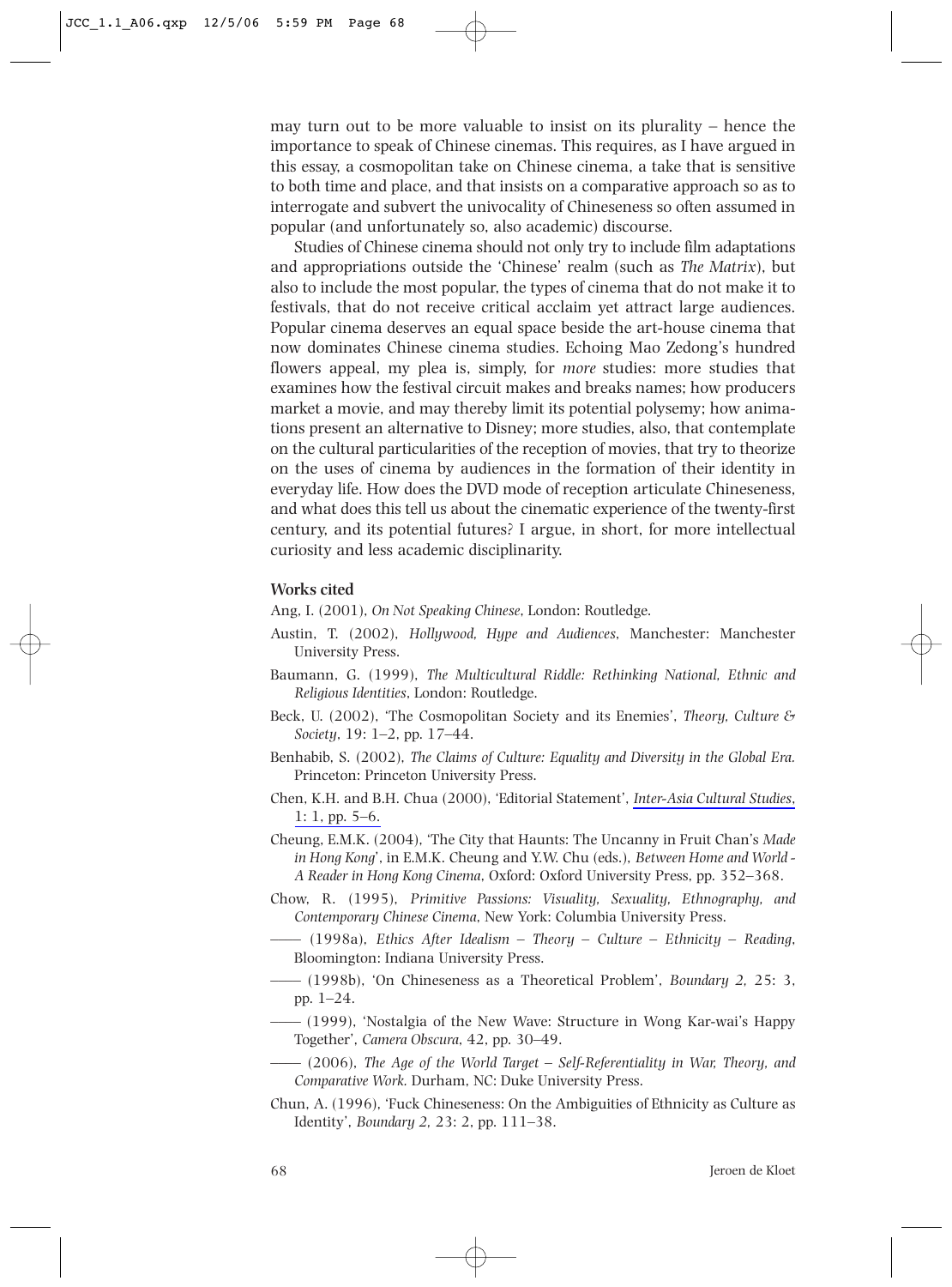may turn out to be more valuable to insist on its plurality – hence the importance to speak of Chinese cinemas. This requires, as I have argued in this essay, a cosmopolitan take on Chinese cinema, a take that is sensitive to both time and place, and that insists on a comparative approach so as to interrogate and subvert the univocality of Chineseness so often assumed in popular (and unfortunately so, also academic) discourse.

Studies of Chinese cinema should not only try to include film adaptations and appropriations outside the 'Chinese' realm (such as *The Matrix*), but also to include the most popular, the types of cinema that do not make it to festivals, that do not receive critical acclaim yet attract large audiences. Popular cinema deserves an equal space beside the art-house cinema that now dominates Chinese cinema studies. Echoing Mao Zedong's hundred flowers appeal, my plea is, simply, for *more* studies: more studies that examines how the festival circuit makes and breaks names; how producers market a movie, and may thereby limit its potential polysemy; how animations present an alternative to Disney; more studies, also, that contemplate on the cultural particularities of the reception of movies, that try to theorize on the uses of cinema by audiences in the formation of their identity in everyday life. How does the DVD mode of reception articulate Chineseness, and what does this tell us about the cinematic experience of the twenty-first century, and its potential futures? I argue, in short, for more intellectual curiosity and less academic disciplinarity.

## Works cited

Ang, I. (2001), *On Not Speaking Chinese*, London: Routledge.

Austin, T. (2002), *Hollywood, Hype and Audiences*, Manchester: Manchester University Press.

Baumann, G. (1999), *The Multicultural Riddle: Rethinking National, Ethnic and Religious Identities*, London: Routledge.

Beck, U. (2002), 'The Cosmopolitan Society and its Enemies', *Theory, Culture & Society*, 19: 1–2, pp. 17–44.

Benhabib, S. (2002), *The Claims of Culture: Equality and Diversity in the Global Era.* Princeton: Princeton University Press.

Chen, K.H. and B.H. Chua (2000), 'Editorial Statement', *Inter-Asia Cultural Studies*, 1: 1, pp. 5–6.

Cheung, E.M.K. (2004), 'The City that Haunts: The Uncanny in Fruit Chan's *Made in Hong Kong*', in E.M.K. Cheung and Y.W. Chu (eds.), *Between Home and World - A Reader in Hong Kong Cinema*, Oxford: Oxford University Press, pp. 352–368.

Chow, R. (1995), *Primitive Passions: Visuality, Sexuality, Ethnography, and Contemporary Chinese Cinema*, New York: Columbia University Press.

—— (1998a), *Ethics After Idealism – Theory – Culture – Ethnicity – Reading*, Bloomington: Indiana University Press.

—— (1998b), 'On Chineseness as a Theoretical Problem', *Boundary 2,* 25: 3, pp. 1–24.

—— (1999), 'Nostalgia of the New Wave: Structure in Wong Kar-wai's Happy Together', *Camera Obscura*, 42, pp. 30–49.

—— (2006), *The Age of the World Target – Self-Referentiality in War, Theory, and Comparative Work.* Durham, NC: Duke University Press.

Chun, A. (1996), 'Fuck Chineseness: On the Ambiguities of Ethnicity as Culture as Identity', *Boundary 2,* 23: 2, pp. 111–38.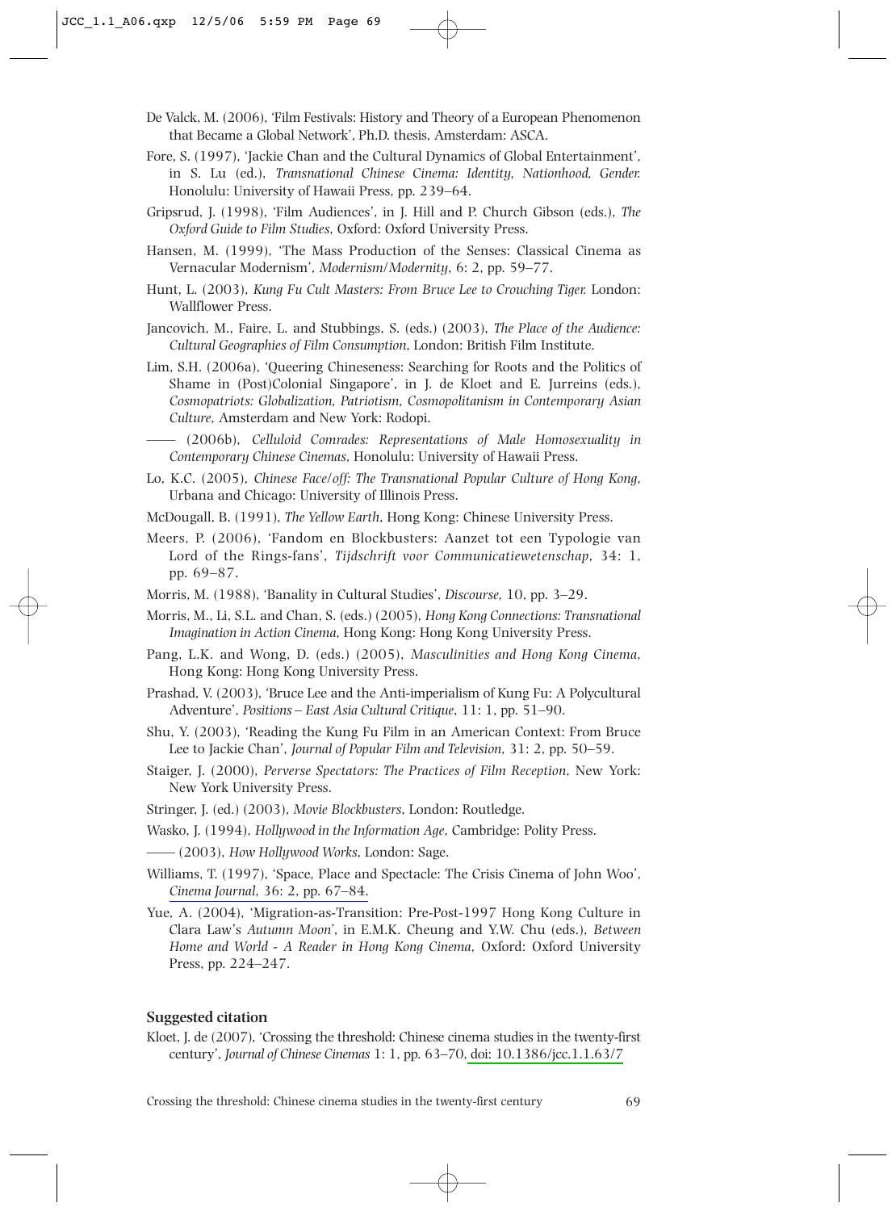De Valck, M. (2006), 'Film Festivals: History and Theory of a European Phenomenon that Became a Global Network', Ph.D. thesis, Amsterdam: ASCA.

Fore, S. (1997), 'Jackie Chan and the Cultural Dynamics of Global Entertainment', in S. Lu (ed.), *Transnational Chinese Cinema: Identity, Nationhood, Gender.* Honolulu: University of Hawaii Press, pp. 239–64.

Gripsrud, J. (1998), 'Film Audiences', in J. Hill and P. Church Gibson (eds.), *The Oxford Guide to Film Studies*, Oxford: Oxford University Press.

Hansen, M. (1999), 'The Mass Production of the Senses: Classical Cinema as Vernacular Modernism', *Modernism/Modernity*, 6: 2, pp. 59–77.

Hunt, L. (2003), *Kung Fu Cult Masters: From Bruce Lee to Crouching Tiger.* London: Wallflower Press.

Jancovich, M., Faire, L. and Stubbings, S. (eds.) (2003), *The Place of the Audience: Cultural Geographies of Film Consumption*, London: British Film Institute.

Lim, S.H. (2006a), 'Queering Chineseness: Searching for Roots and the Politics of Shame in (Post)Colonial Singapore', in J. de Kloet and E. Jurreins (eds.), *Cosmopatriots: Globalization, Patriotism, Cosmopolitanism in Contemporary Asian Culture*, Amsterdam and New York: Rodopi.

—— (2006b), *Celluloid Comrades: Representations of Male Homosexuality in Contemporary Chinese Cinemas*, Honolulu: University of Hawaii Press.

Lo, K.C. (2005), *Chinese Face/off: The Transnational Popular Culture of Hong Kong*, Urbana and Chicago: University of Illinois Press.

McDougall, B. (1991), *The Yellow Earth*, Hong Kong: Chinese University Press.

Meers, P. (2006), 'Fandom en Blockbusters: Aanzet tot een Typologie van Lord of the Rings-fans', *Tijdschrift voor Communicatiewetenschap*, 34: 1, pp. 69–87.

Morris, M. (1988), 'Banality in Cultural Studies', *Discourse,* 10, pp. 3–29.

Morris, M., Li, S.L. and Chan, S. (eds.) (2005), *Hong Kong Connections: Transnational Imagination in Action Cinema*, Hong Kong: Hong Kong University Press.

Pang, L.K. and Wong, D. (eds.) (2005), *Masculinities and Hong Kong Cinema*, Hong Kong: Hong Kong University Press.

Prashad, V. (2003), 'Bruce Lee and the Anti-imperialism of Kung Fu: A Polycultural Adventure', *Positions – East Asia Cultural Critique*, 11: 1, pp. 51–90.

Shu, Y. (2003), 'Reading the Kung Fu Film in an American Context: From Bruce Lee to Jackie Chan', *Journal of Popular Film and Television*, 31: 2, pp. 50–59.

Staiger, J. (2000), *Perverse Spectators: The Practices of Film Reception*, New York: New York University Press.

Stringer, J. (ed.) (2003), *Movie Blockbusters*, London: Routledge.

Wasko, J. (1994), *Hollywood in the Information Age*, Cambridge: Polity Press.

—— (2003), *How Hollywood Works*, London: Sage.

Williams, T. (1997), 'Space, Place and Spectacle: The Crisis Cinema of John Woo', *Cinema Journal*, 36: 2, pp. 67–84.

Yue, A. (2004), 'Migration-as-Transition: Pre-Post-1997 Hong Kong Culture in Clara Law's *Autumn Moon*', in E.M.K. Cheung and Y.W. Chu (eds.), *Between Home and World - A Reader in Hong Kong Cinema*, Oxford: Oxford University Press, pp. 224–247.

## Suggested citation

Kloet, J. de (2007), 'Crossing the threshold: Chinese cinema studies in the twenty-first century', *Journal of Chinese Cinemas* 1: 1, pp. 63–70, doi: 10.1386/jcc.1.1.63/7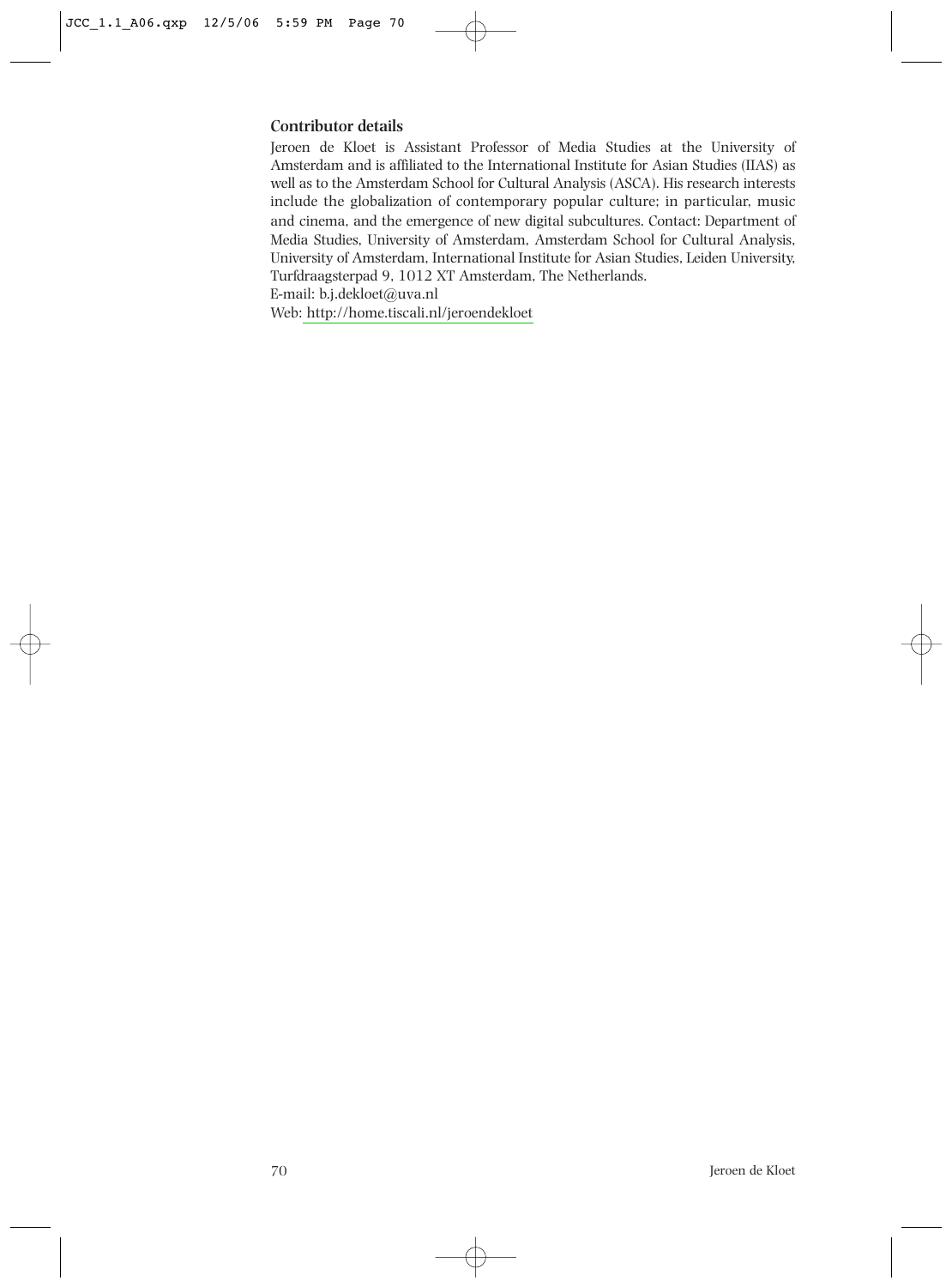## Contributor details

Jeroen de Kloet is Assistant Professor of Media Studies at the University of Amsterdam and is affiliated to the International Institute for Asian Studies (IIAS) as well as to the Amsterdam School for Cultural Analysis (ASCA). His research interests include the globalization of contemporary popular culture; in particular, music and cinema, and the emergence of new digital subcultures. Contact: Department of Media Studies, University of Amsterdam, Amsterdam School for Cultural Analysis, University of Amsterdam, International Institute for Asian Studies, Leiden University, Turfdraagsterpad 9, 1012 XT Amsterdam, The Netherlands.
E-mail: b.j.dekloet@uva.nl
Web: http://home.tiscali.nl/jeroendekloet